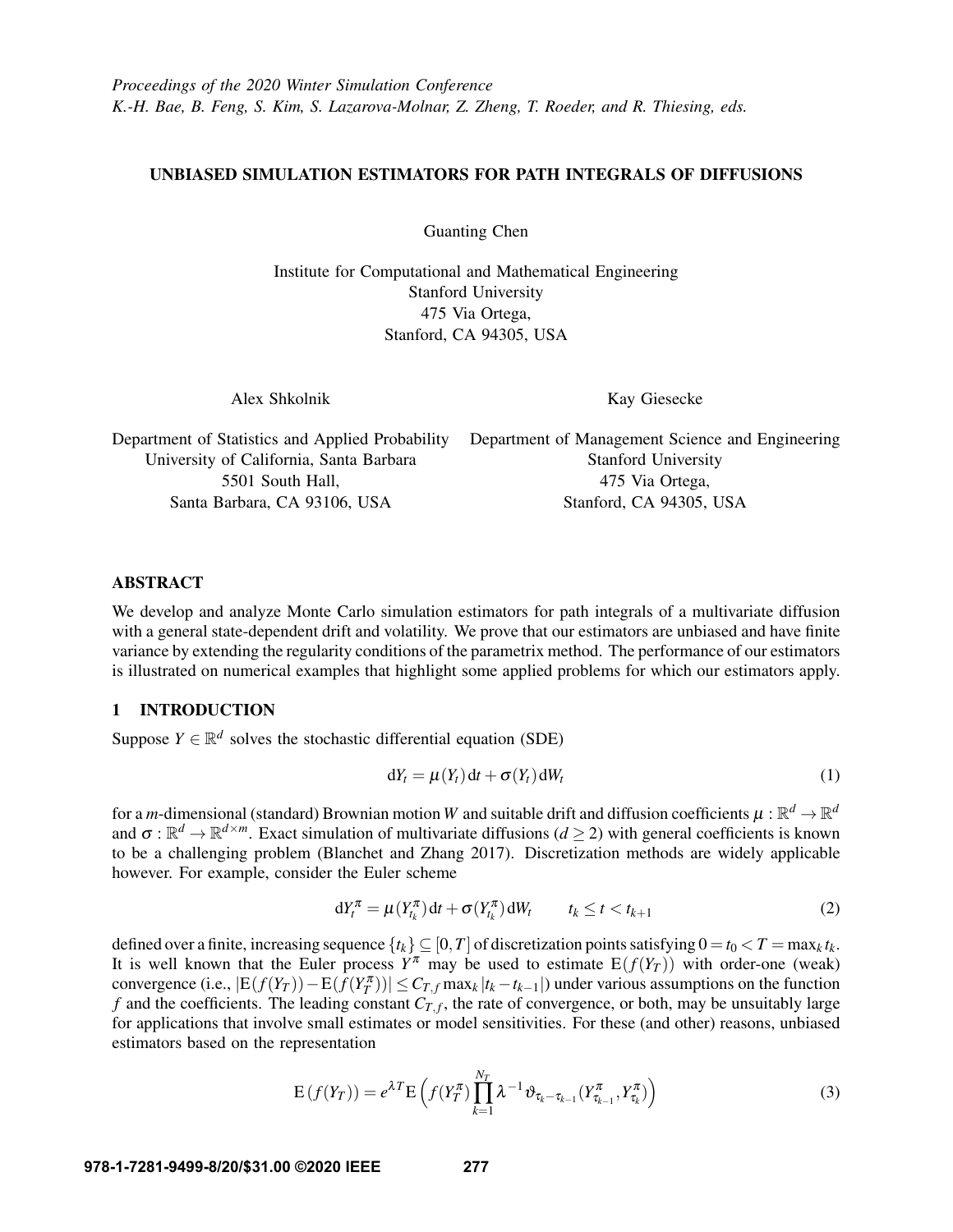Proceedings of the 2020 Winter Simulation Conference
K.-H. Bae, B. Feng, S. Kim, S. Lazarova-Molnar, Z. Zheng, T. Roeder, and R. Thiesing, eds.

# UNBIASED SIMULATION ESTIMATORS FOR PATH INTEGRALS OF DIFFUSIONS

Guanting Chen

Institute for Computational and Mathematical Engineering
Stanford University
475 Via Ortega,
Stanford, CA 94305, USA

Alex Shkolnik

Department of Statistics and Applied Probability
University of California, Santa Barbara
5501 South Hall,
Santa Barbara, CA 93106, USA

Kay Giesecke

Department of Management Science and Engineering
Stanford University
475 Via Ortega,
Stanford, CA 94305, USA

## ABSTRACT

We develop and analyze Monte Carlo simulation estimators for path integrals of a multivariate diffusion with a general state-dependent drift and volatility. We prove that our estimators are unbiased and have finite variance by extending the regularity conditions of the parametrix method. The performance of our estimators is illustrated on numerical examples that highlight some applied problems for which our estimators apply.

## 1 INTRODUCTION

Suppose $Y \in \mathbb{R}^d$ solves the stochastic differential equation (SDE)

$$dY_t = \mu(Y_t)\,dt + \sigma(Y_t)\,dW_t \tag{1}$$

for a $m$-dimensional (standard) Brownian motion $W$ and suitable drift and diffusion coefficients $\mu : \mathbb{R}^d \to \mathbb{R}^d$ and $\sigma : \mathbb{R}^d \to \mathbb{R}^{d\times m}$. Exact simulation of multivariate diffusions ($d \geq 2$) with general coefficients is known to be a challenging problem (Blanchet and Zhang 2017). Discretization methods are widely applicable however. For example, consider the Euler scheme

$$dY_t^\pi = \mu(Y_{t_k}^\pi)\,dt + \sigma(Y_{t_k}^\pi)\,dW_t \qquad t_k \leq t < t_{k+1} \tag{2}$$

defined over a finite, increasing sequence $\{t_k\} \subseteq [0,T]$ of discretization points satisfying $0 = t_0 < T = \max_k t_k$. It is well known that the Euler process $Y^\pi$ may be used to estimate $\mathrm{E}(f(Y_T))$ with order-one (weak) convergence (i.e., $|\mathrm{E}(f(Y_T)) - \mathrm{E}(f(Y_T^\pi))| \leq C_{T,f} \max_k |t_k - t_{k-1}|$) under various assumptions on the function $f$ and the coefficients. The leading constant $C_{T,f}$, the rate of convergence, or both, may be unsuitably large for applications that involve small estimates or model sensitivities. For these (and other) reasons, unbiased estimators based on the representation

$$\mathrm{E}(f(Y_T)) = e^{\lambda T}\mathrm{E}\Big(f(Y_T^\pi)\prod_{k=1}^{N_T}\lambda^{-1}\vartheta_{\tau_k-\tau_{k-1}}(Y_{\tau_{k-1}}^\pi, Y_{\tau_k}^\pi)\Big) \tag{3}$$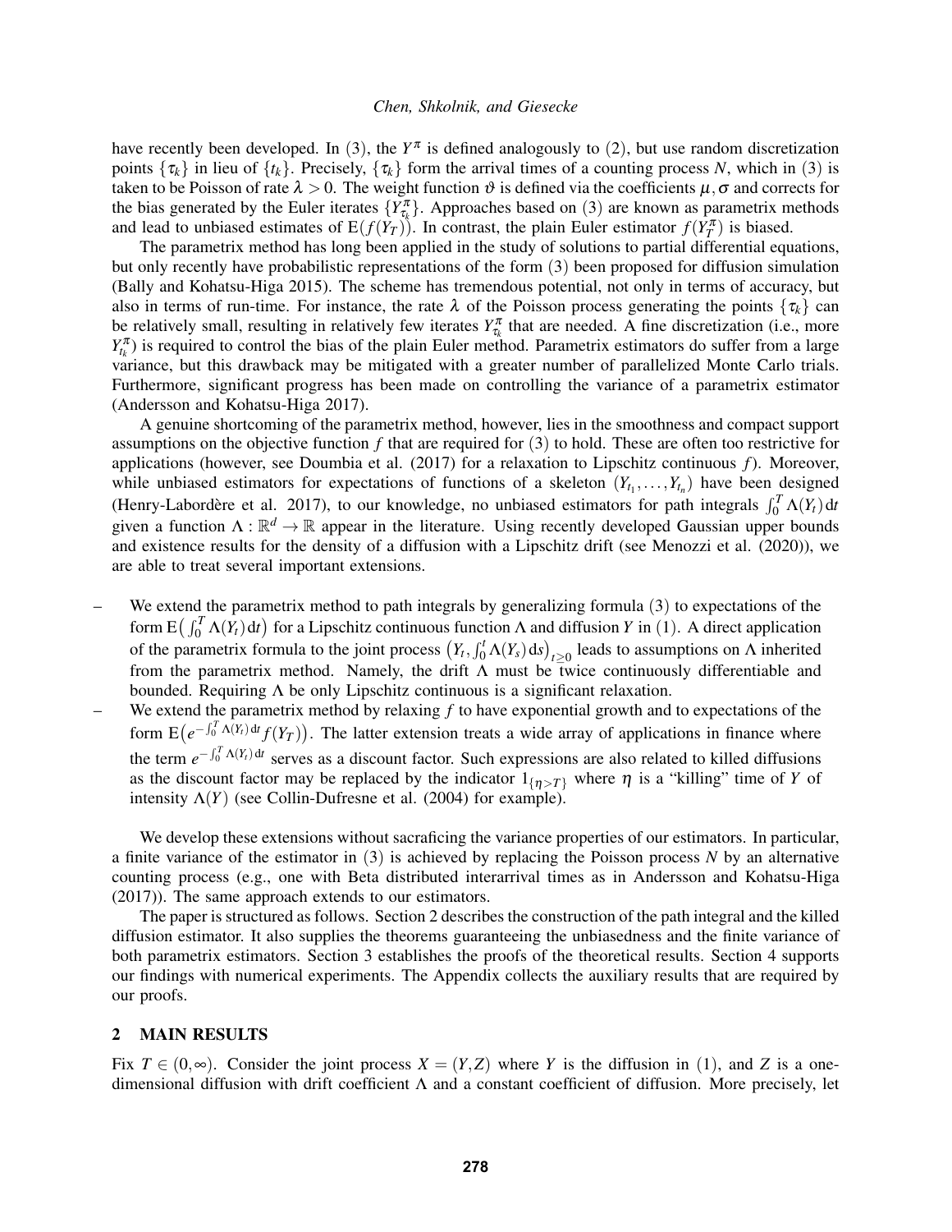have recently been developed. In (3), the $Y^\pi$ is defined analogously to (2), but use random discretization points $\{\tau_k\}$ in lieu of $\{t_k\}$. Precisely, $\{\tau_k\}$ form the arrival times of a counting process $N$, which in (3) is taken to be Poisson of rate $\lambda > 0$. The weight function $\vartheta$ is defined via the coefficients $\mu, \sigma$ and corrects for the bias generated by the Euler iterates $\{Y^\pi_{\tau_k}\}$. Approaches based on (3) are known as parametrix methods and lead to unbiased estimates of $\mathrm{E}(f(Y_T))$. In contrast, the plain Euler estimator $f(Y^\pi_T)$ is biased.

The parametrix method has long been applied in the study of solutions to partial differential equations, but only recently have probabilistic representations of the form (3) been proposed for diffusion simulation (Bally and Kohatsu-Higa 2015). The scheme has tremendous potential, not only in terms of accuracy, but also in terms of run-time. For instance, the rate $\lambda$ of the Poisson process generating the points $\{\tau_k\}$ can be relatively small, resulting in relatively few iterates $Y^\pi_{\tau_k}$ that are needed. A fine discretization (i.e., more $Y^\pi_{t_k}$) is required to control the bias of the plain Euler method. Parametrix estimators do suffer from a large variance, but this drawback may be mitigated with a greater number of parallelized Monte Carlo trials. Furthermore, significant progress has been made on controlling the variance of a parametrix estimator (Andersson and Kohatsu-Higa 2017).

A genuine shortcoming of the parametrix method, however, lies in the smoothness and compact support assumptions on the objective function $f$ that are required for (3) to hold. These are often too restrictive for applications (however, see Doumbia et al. (2017) for a relaxation to Lipschitz continuous $f$). Moreover, while unbiased estimators for expectations of functions of a skeleton $(Y_{t_1}, \ldots, Y_{t_n})$ have been designed (Henry-Labordère et al. 2017), to our knowledge, no unbiased estimators for path integrals $\int_0^T \Lambda(Y_t)\,\mathrm{d}t$ given a function $\Lambda : \mathbb{R}^d \to \mathbb{R}$ appear in the literature. Using recently developed Gaussian upper bounds and existence results for the density of a diffusion with a Lipschitz drift (see Menozzi et al. (2020)), we are able to treat several important extensions.

- We extend the parametrix method to path integrals by generalizing formula (3) to expectations of the form $\mathrm{E}\big(\int_0^T \Lambda(Y_t)\,\mathrm{d}t\big)$ for a Lipschitz continuous function $\Lambda$ and diffusion $Y$ in (1). A direct application of the parametrix formula to the joint process $\big(Y_t, \int_0^t \Lambda(Y_s)\,\mathrm{d}s\big)_{t\geq 0}$ leads to assumptions on $\Lambda$ inherited from the parametrix method. Namely, the drift $\Lambda$ must be twice continuously differentiable and bounded. Requiring $\Lambda$ be only Lipschitz continuous is a significant relaxation.
- We extend the parametrix method by relaxing $f$ to have exponential growth and to expectations of the form $\mathrm{E}\big(e^{-\int_0^T \Lambda(Y_t)\,\mathrm{d}t} f(Y_T)\big)$. The latter extension treats a wide array of applications in finance where the term $e^{-\int_0^T \Lambda(Y_t)\,\mathrm{d}t}$ serves as a discount factor. Such expressions are also related to killed diffusions as the discount factor may be replaced by the indicator $1_{\{\eta > T\}}$ where $\eta$ is a "killing" time of $Y$ of intensity $\Lambda(Y)$ (see Collin-Dufresne et al. (2004) for example).

We develop these extensions without sacrificing the variance properties of our estimators. In particular, a finite variance of the estimator in (3) is achieved by replacing the Poisson process $N$ by an alternative counting process (e.g., one with Beta distributed interarrival times as in Andersson and Kohatsu-Higa (2017)). The same approach extends to our estimators.

The paper is structured as follows. Section 2 describes the construction of the path integral and the killed diffusion estimator. It also supplies the theorems guaranteeing the unbiasedness and the finite variance of both parametrix estimators. Section 3 establishes the proofs of the theoretical results. Section 4 supports our findings with numerical experiments. The Appendix collects the auxiliary results that are required by our proofs.

## 2 MAIN RESULTS

Fix $T \in (0, \infty)$. Consider the joint process $X = (Y, Z)$ where $Y$ is the diffusion in (1), and $Z$ is a one-dimensional diffusion with drift coefficient $\Lambda$ and a constant coefficient of diffusion. More precisely, let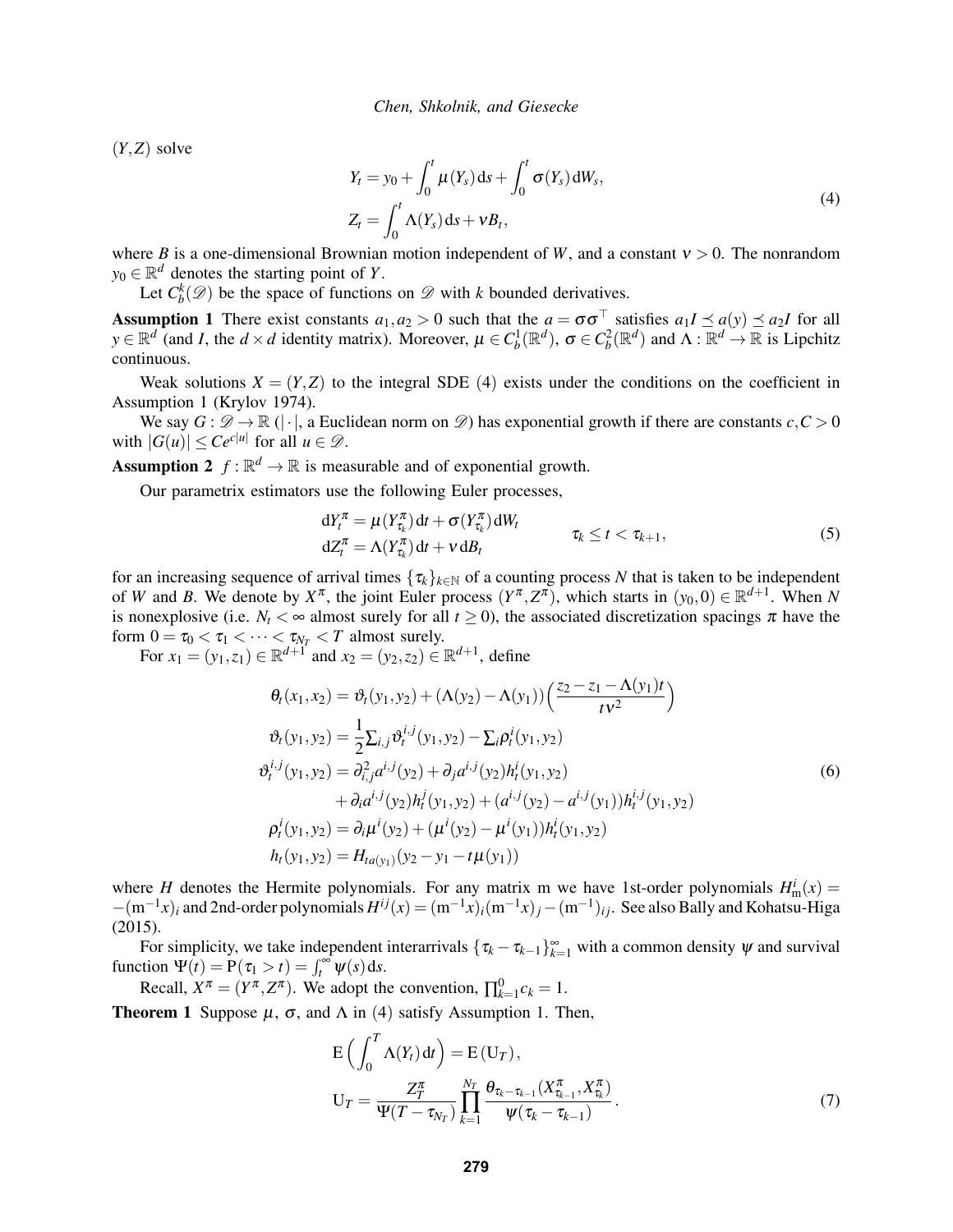$(Y,Z)$ solve

$$
\begin{aligned}
Y_t &= y_0 + \int_0^t \mu(Y_s)\,\mathrm{d}s + \int_0^t \sigma(Y_s)\,\mathrm{d}W_s, \\
Z_t &= \int_0^t \Lambda(Y_s)\,\mathrm{d}s + \nu B_t,
\end{aligned}
\tag{4}
$$

where $B$ is a one-dimensional Brownian motion independent of $W$, and a constant $\nu > 0$. The nonrandom $y_0 \in \mathbb{R}^d$ denotes the starting point of $Y$.

Let $C_b^k(\mathscr{D})$ be the space of functions on $\mathscr{D}$ with $k$ bounded derivatives.

**Assumption 1** There exist constants $a_1, a_2 > 0$ such that the $a = \sigma\sigma^\top$ satisfies $a_1 I \preceq a(y) \preceq a_2 I$ for all $y \in \mathbb{R}^d$ (and $I$, the $d \times d$ identity matrix). Moreover, $\mu \in C_b^1(\mathbb{R}^d)$, $\sigma \in C_b^2(\mathbb{R}^d)$ and $\Lambda : \mathbb{R}^d \to \mathbb{R}$ is Lipchitz continuous.

Weak solutions $X = (Y,Z)$ to the integral SDE (4) exists under the conditions on the coefficient in Assumption 1 (Krylov 1974).

We say $G : \mathscr{D} \to \mathbb{R}$ ($|\cdot|$, a Euclidean norm on $\mathscr{D}$) has exponential growth if there are constants $c, C > 0$ with $|G(u)| \leq Ce^{c|u|}$ for all $u \in \mathscr{D}$.

**Assumption 2** $f : \mathbb{R}^d \to \mathbb{R}$ is measurable and of exponential growth.

Our parametrix estimators use the following Euler processes,

$$
\begin{aligned}
\mathrm{d}Y_t^\pi &= \mu(Y_{\tau_k}^\pi)\,\mathrm{d}t + \sigma(Y_{\tau_k}^\pi)\,\mathrm{d}W_t \\
\mathrm{d}Z_t^\pi &= \Lambda(Y_{\tau_k}^\pi)\,\mathrm{d}t + \nu\,\mathrm{d}B_t
\end{aligned}
\qquad \tau_k \leq t < \tau_{k+1},
\tag{5}
$$

for an increasing sequence of arrival times $\{\tau_k\}_{k\in\mathbb{N}}$ of a counting process $N$ that is taken to be independent of $W$ and $B$. We denote by $X^\pi$, the joint Euler process $(Y^\pi, Z^\pi)$, which starts in $(y_0, 0) \in \mathbb{R}^{d+1}$. When $N$ is nonexplosive (i.e. $N_t < \infty$ almost surely for all $t \geq 0$), the associated discretization spacings $\pi$ have the form $0 = \tau_0 < \tau_1 < \cdots < \tau_{N_T} < T$ almost surely.

For $x_1 = (y_1, z_1) \in \mathbb{R}^{d+1}$ and $x_2 = (y_2, z_2) \in \mathbb{R}^{d+1}$, define

$$
\begin{aligned}
\theta_t(x_1,x_2) &= \vartheta_t(y_1,y_2) + (\Lambda(y_2) - \Lambda(y_1))\Big(\frac{z_2 - z_1 - \Lambda(y_1)t}{t\nu^2}\Big) \\
\vartheta_t(y_1,y_2) &= \frac{1}{2}\textstyle\sum_{i,j}\vartheta_t^{i,j}(y_1,y_2) - \sum_i \rho_t^i(y_1,y_2) \\
\vartheta_t^{i,j}(y_1,y_2) &= \partial_{i,j}^2 a^{i,j}(y_2) + \partial_j a^{i,j}(y_2) h_t^i(y_1,y_2) \\
&\quad + \partial_i a^{i,j}(y_2) h_t^j(y_1,y_2) + (a^{i,j}(y_2) - a^{i,j}(y_1)) h_t^{i,j}(y_1,y_2) \\
\rho_t^i(y_1,y_2) &= \partial_i \mu^i(y_2) + (\mu^i(y_2) - \mu^i(y_1)) h_t^i(y_1,y_2) \\
h_t(y_1,y_2) &= H_{ta(y_1)}(y_2 - y_1 - t\mu(y_1))
\end{aligned}
\tag{6}
$$

where $H$ denotes the Hermite polynomials. For any matrix m we have 1st-order polynomials $H_{\mathrm{m}}^i(x) = -(\mathrm{m}^{-1}x)_i$ and 2nd-order polynomials $H^{ij}(x) = (\mathrm{m}^{-1}x)_i(\mathrm{m}^{-1}x)_j - (\mathrm{m}^{-1})_{ij}$. See also Bally and Kohatsu-Higa (2015).

For simplicity, we take independent interarrivals $\{\tau_k - \tau_{k-1}\}_{k=1}^\infty$ with a common density $\psi$ and survival function $\Psi(t) = \mathrm{P}(\tau_1 > t) = \int_t^\infty \psi(s)\,\mathrm{d}s$.

Recall, $X^\pi = (Y^\pi, Z^\pi)$. We adopt the convention, $\prod_{k=1}^0 c_k = 1$.

**Theorem 1** Suppose $\mu$, $\sigma$, and $\Lambda$ in (4) satisfy Assumption 1. Then,

$$
\begin{aligned}
&\mathrm{E}\Big(\int_0^T \Lambda(Y_t)\,\mathrm{d}t\Big) = \mathrm{E}(\mathrm{U}_T), \\
&\mathrm{U}_T = \frac{Z_T^\pi}{\Psi(T - \tau_{N_T})} \prod_{k=1}^{N_T} \frac{\theta_{\tau_k - \tau_{k-1}}(X_{\tau_{k-1}}^\pi, X_{\tau_k}^\pi)}{\psi(\tau_k - \tau_{k-1})}.
\end{aligned}
\tag{7}
$$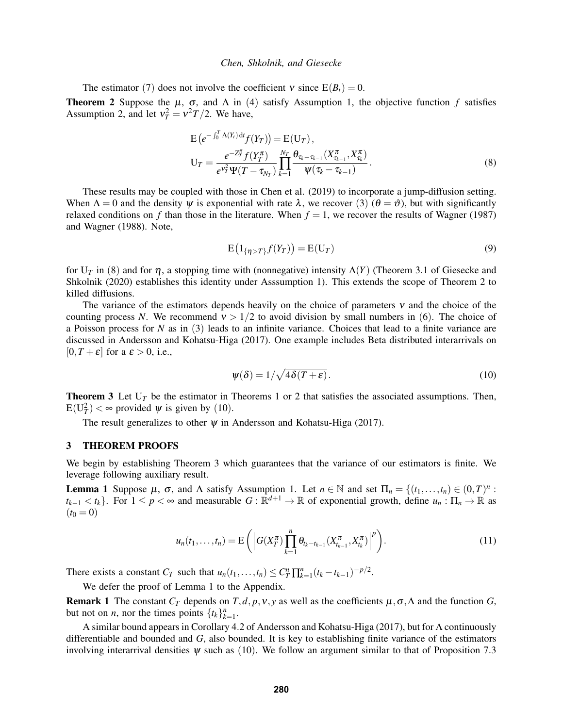The estimator (7) does not involve the coefficient $\nu$ since $\mathrm{E}(B_t) = 0$.

**Theorem 2** Suppose the $\mu$, $\sigma$, and $\Lambda$ in (4) satisfy Assumption 1, the objective function $f$ satisfies Assumption 2, and let $\nu_T^2 = \nu^2 T/2$. We have,

$$
\begin{aligned}
&\mathrm{E}\left(e^{-\int_0^T \Lambda(Y_t)\,\mathrm{d}t} f(Y_T)\right) = \mathrm{E}(\mathrm{U}_T), \\
&\mathrm{U}_T = \frac{e^{-Z_T^\pi} f(Y_T^\pi)}{e^{\nu_T^2}\Psi(T-\tau_{N_T})} \prod_{k=1}^{N_T} \frac{\theta_{\tau_k - \tau_{k-1}}(X_{\tau_{k-1}}^\pi, X_{\tau_k}^\pi)}{\psi(\tau_k - \tau_{k-1})}.
\end{aligned} \tag{8}
$$

These results may be coupled with those in Chen et al. (2019) to incorporate a jump-diffusion setting. When $\Lambda = 0$ and the density $\psi$ is exponential with rate $\lambda$, we recover (3) ($\theta = \vartheta$), but with significantly relaxed conditions on $f$ than those in the literature. When $f = 1$, we recover the results of Wagner (1987) and Wagner (1988). Note,

$$
\mathrm{E}\left(1_{\{\eta > T\}} f(Y_T)\right) = \mathrm{E}(\mathrm{U}_T) \tag{9}
$$

for $\mathrm{U}_T$ in (8) and for $\eta$, a stopping time with (nonnegative) intensity $\Lambda(Y)$ (Theorem 3.1 of Giesecke and Shkolnik (2020) establishes this identity under Asssumption 1). This extends the scope of Theorem 2 to killed diffusions.

The variance of the estimators depends heavily on the choice of parameters $\nu$ and the choice of the counting process $N$. We recommend $\nu > 1/2$ to avoid division by small numbers in (6). The choice of a Poisson process for $N$ as in (3) leads to an infinite variance. Choices that lead to a finite variance are discussed in Andersson and Kohatsu-Higa (2017). One example includes Beta distributed interarrivals on $[0, T+\varepsilon]$ for a $\varepsilon > 0$, i.e.,

$$
\psi(\delta) = 1/\sqrt{4\delta(T+\varepsilon)}. \tag{10}
$$

**Theorem 3** Let $\mathrm{U}_T$ be the estimator in Theorems 1 or 2 that satisfies the associated assumptions. Then, $\mathrm{E}(\mathrm{U}_T^2) < \infty$ provided $\psi$ is given by (10).

The result generalizes to other $\psi$ in Andersson and Kohatsu-Higa (2017).

## 3 THEOREM PROOFS

We begin by establishing Theorem 3 which guarantees that the variance of our estimators is finite. We leverage following auxiliary result.

**Lemma 1** Suppose $\mu$, $\sigma$, and $\Lambda$ satisfy Assumption 1. Let $n \in \mathbb{N}$ and set $\Pi_n = \{(t_1, \ldots, t_n) \in (0,T)^n : t_{k-1} < t_k\}$. For $1 \leq p < \infty$ and measurable $G : \mathbb{R}^{d+1} \to \mathbb{R}$ of exponential growth, define $u_n : \Pi_n \to \mathbb{R}$ as ($t_0 = 0$)

$$
u_n(t_1, \ldots, t_n) = \mathrm{E}\left(\left| G(X_T^\pi) \prod_{k=1}^{n} \theta_{t_k - t_{k-1}}(X_{t_{k-1}}^\pi, X_{t_k}^\pi)\right|^p\right). \tag{11}
$$

There exists a constant $C_T$ such that $u_n(t_1, \ldots, t_n) \leq C_T^n \prod_{k=1}^n (t_k - t_{k-1})^{-p/2}$.

We defer the proof of Lemma 1 to the Appendix.

**Remark 1** The constant $C_T$ depends on $T, d, p, \nu, y$ as well as the coefficients $\mu, \sigma, \Lambda$ and the function $G$, but not on $n$, nor the times points $\{t_k\}_{k=1}^n$.

A similar bound appears in Corollary 4.2 of Andersson and Kohatsu-Higa (2017), but for $\Lambda$ continuously differentiable and bounded and $G$, also bounded. It is key to establishing finite variance of the estimators involving interarrival densities $\psi$ such as (10). We follow an argument similar to that of Proposition 7.3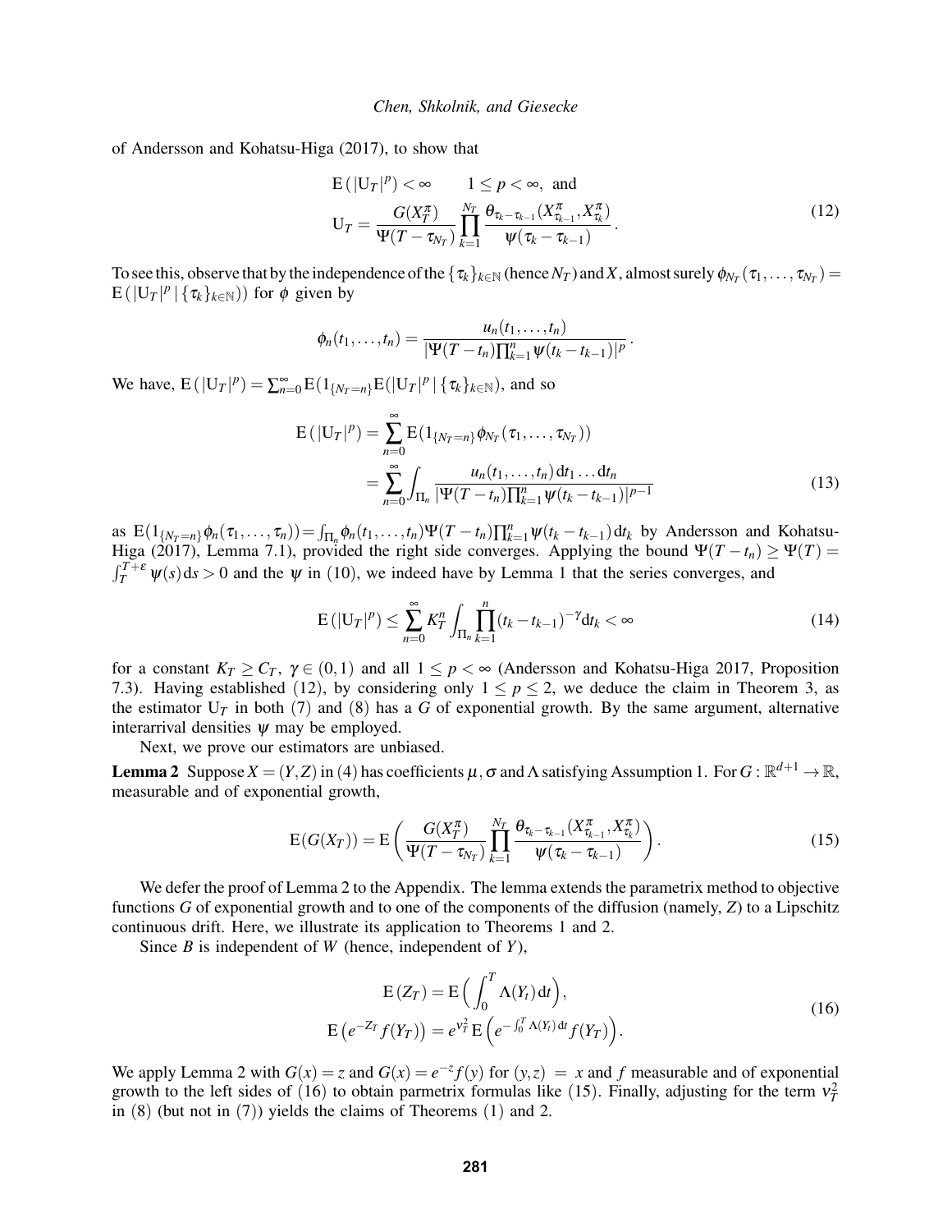of Andersson and Kohatsu-Higa (2017), to show that

$$
\begin{aligned}
&\mathrm{E}\left(|\mathrm{U}_T|^p\right) < \infty \qquad 1 \leq p < \infty, \text{ and} \\
&\mathrm{U}_T = \frac{G(X_T^\pi)}{\Psi(T-\tau_{N_T})} \prod_{k=1}^{N_T} \frac{\theta_{\tau_k - \tau_{k-1}}(X_{\tau_{k-1}}^\pi, X_{\tau_k}^\pi)}{\psi(\tau_k - \tau_{k-1})}.
\end{aligned}
\tag{12}
$$

To see this, observe that by the independence of the $\{\tau_k\}_{k\in\mathbb{N}}$ (hence $N_T$) and $X$, almost surely $\phi_{N_T}(\tau_1,\ldots,\tau_{N_T}) = \mathrm{E}\left(|\mathrm{U}_T|^p \mid \{\tau_k\}_{k\in\mathbb{N}}\right)$ for $\phi$ given by

$$
\phi_n(t_1,\ldots,t_n) = \frac{u_n(t_1,\ldots,t_n)}{|\Psi(T-t_n)\prod_{k=1}^n \psi(t_k - t_{k-1})|^p}.
$$

We have, $\mathrm{E}\left(|\mathrm{U}_T|^p\right) = \sum_{n=0}^\infty \mathrm{E}(1_{\{N_T=n\}}\mathrm{E}(|\mathrm{U}_T|^p \mid \{\tau_k\}_{k\in\mathbb{N}})$, and so

$$
\begin{aligned}
\mathrm{E}\left(|\mathrm{U}_T|^p\right) &= \sum_{n=0}^\infty \mathrm{E}(1_{\{N_T=n\}}\phi_{N_T}(\tau_1,\ldots,\tau_{N_T})) \\
&= \sum_{n=0}^\infty \int_{\Pi_n} \frac{u_n(t_1,\ldots,t_n)\,\mathrm{d}t_1\ldots\mathrm{d}t_n}{|\Psi(T-t_n)\prod_{k=1}^n \psi(t_k - t_{k-1})|^{p-1}}
\end{aligned}
\tag{13}
$$

as $\mathrm{E}(1_{\{N_T=n\}}\phi_n(\tau_1,\ldots,\tau_n)) = \int_{\Pi_n} \phi_n(t_1,\ldots,t_n)\Psi(T-t_n)\prod_{k=1}^n \psi(t_k - t_{k-1})\,\mathrm{d}t_k$ by Andersson and Kohatsu-Higa (2017), Lemma 7.1), provided the right side converges. Applying the bound $\Psi(T-t_n) \geq \Psi(T) = \int_T^{T+\varepsilon} \psi(s)\,\mathrm{d}s > 0$ and the $\psi$ in (10), we indeed have by Lemma 1 that the series converges, and

$$
\mathrm{E}\left(|\mathrm{U}_T|^p\right) \leq \sum_{n=0}^\infty K_T^n \int_{\Pi_n} \prod_{k=1}^n (t_k - t_{k-1})^{-\gamma}\mathrm{d}t_k < \infty
\tag{14}
$$

for a constant $K_T \geq C_T$, $\gamma \in (0,1)$ and all $1 \leq p < \infty$ (Andersson and Kohatsu-Higa 2017, Proposition 7.3). Having established (12), by considering only $1 \leq p \leq 2$, we deduce the claim in Theorem 3, as the estimator $\mathrm{U}_T$ in both (7) and (8) has a $G$ of exponential growth. By the same argument, alternative interarrival densities $\psi$ may be employed.

Next, we prove our estimators are unbiased.

**Lemma 2** Suppose $X = (Y,Z)$ in (4) has coefficients $\mu$, $\sigma$ and $\Lambda$ satisfying Assumption 1. For $G : \mathbb{R}^{d+1} \to \mathbb{R}$, measurable and of exponential growth,

$$
\mathrm{E}(G(X_T)) = \mathrm{E}\left(\frac{G(X_T^\pi)}{\Psi(T-\tau_{N_T})} \prod_{k=1}^{N_T} \frac{\theta_{\tau_k - \tau_{k-1}}(X_{\tau_{k-1}}^\pi, X_{\tau_k}^\pi)}{\psi(\tau_k - \tau_{k-1})}\right).
\tag{15}
$$

We defer the proof of Lemma 2 to the Appendix. The lemma extends the parametrix method to objective functions $G$ of exponential growth and to one of the components of the diffusion (namely, $Z$) to a Lipschitz continuous drift. Here, we illustrate its application to Theorems 1 and 2.

Since $B$ is independent of $W$ (hence, independent of $Y$),

$$
\begin{aligned}
\mathrm{E}\left(Z_T\right) &= \mathrm{E}\left(\int_0^T \Lambda(Y_t)\,\mathrm{d}t\right), \\
\mathrm{E}\left(e^{-Z_T} f(Y_T)\right) &= e^{\nu_T^2}\,\mathrm{E}\left(e^{-\int_0^T \Lambda(Y_t)\,\mathrm{d}t} f(Y_T)\right).
\end{aligned}
\tag{16}
$$

We apply Lemma 2 with $G(x) = z$ and $G(x) = e^{-z}f(y)$ for $(y,z) = x$ and $f$ measurable and of exponential growth to the left sides of (16) to obtain parmetrix formulas like (15). Finally, adjusting for the term $\nu_T^2$ in (8) (but not in (7)) yields the claims of Theorems (1) and 2.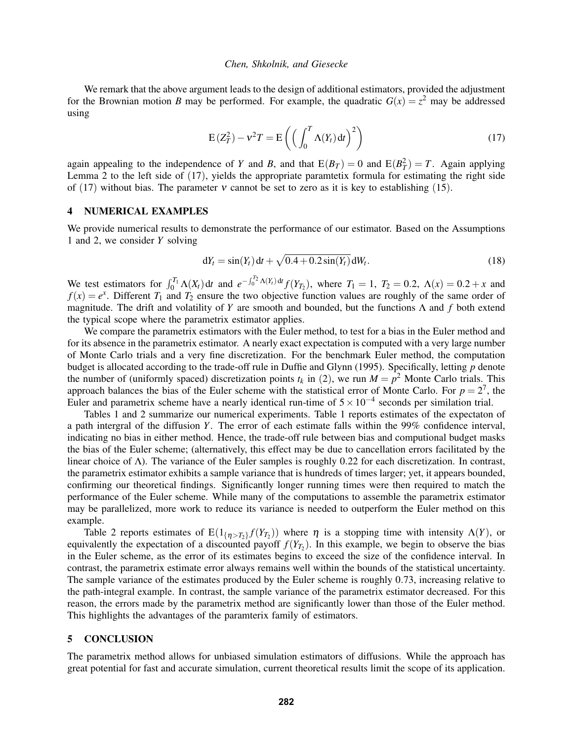We remark that the above argument leads to the design of additional estimators, provided the adjustment for the Brownian motion $B$ may be performed. For example, the quadratic $G(x) = z^2$ may be addressed using

$$\mathrm{E}(Z_T^2) - \nu^2 T = \mathrm{E}\left( \Big( \int_0^T \Lambda(Y_t)\,\mathrm{d}t \Big)^2 \right) \tag{17}$$

again appealing to the independence of $Y$ and $B$, and that $\mathrm{E}(B_T) = 0$ and $\mathrm{E}(B_T^2) = T$. Again applying Lemma 2 to the left side of (17), yields the appropriate paramtetix formula for estimating the right side of (17) without bias. The parameter $\nu$ cannot be set to zero as it is key to establishing (15).

## 4 NUMERICAL EXAMPLES

We provide numerical results to demonstrate the performance of our estimator. Based on the Assumptions 1 and 2, we consider $Y$ solving

$$\mathrm{d}Y_t = \sin(Y_t)\,\mathrm{d}t + \sqrt{0.4 + 0.2\sin(Y_t)}\,\mathrm{d}W_t. \tag{18}$$

We test estimators for $\int_0^{T_1} \Lambda(X_t)\,\mathrm{d}t$ and $e^{-\int_0^{T_2} \Lambda(Y_t)\,\mathrm{d}t} f(Y_{T_2})$, where $T_1 = 1$, $T_2 = 0.2$, $\Lambda(x) = 0.2 + x$ and $f(x) = e^x$. Different $T_1$ and $T_2$ ensure the two objective function values are roughly of the same order of magnitude. The drift and volatility of $Y$ are smooth and bounded, but the functions $\Lambda$ and $f$ both extend the typical scope where the parametrix estimator applies.

We compare the parametrix estimators with the Euler method, to test for a bias in the Euler method and for its absence in the parametrix estimator. A nearly exact expectation is computed with a very large number of Monte Carlo trials and a very fine discretization. For the benchmark Euler method, the computation budget is allocated according to the trade-off rule in Duffie and Glynn (1995). Specifically, letting $p$ denote the number of (uniformly spaced) discretization points $t_k$ in (2), we run $M = p^2$ Monte Carlo trials. This approach balances the bias of the Euler scheme with the statistical error of Monte Carlo. For $p = 2^7$, the Euler and parametrix scheme have a nearly identical run-time of $5 \times 10^{-4}$ seconds per similation trial.

Tables 1 and 2 summarize our numerical experiments. Table 1 reports estimates of the expectaton of a path intergral of the diffusion $Y$. The error of each estimate falls within the 99% confidence interval, indicating no bias in either method. Hence, the trade-off rule between bias and computional budget masks the bias of the Euler scheme; (alternatively, this effect may be due to cancellation errors facilitated by the linear choice of $\Lambda$). The variance of the Euler samples is roughly 0.22 for each discretization. In contrast, the parametrix estimator exhibits a sample variance that is hundreds of times larger; yet, it appears bounded, confirming our theoretical findings. Significantly longer running times were then required to match the performance of the Euler scheme. While many of the computations to assemble the parametrix estimator may be parallelized, more work to reduce its variance is needed to outperform the Euler method on this example.

Table 2 reports estimates of $\mathrm{E}(1_{\{\eta > T_2\}} f(Y_{T_2}))$ where $\eta$ is a stopping time with intensity $\Lambda(Y)$, or equivalently the expectation of a discounted payoff $f(Y_{T_2})$. In this example, we begin to observe the bias in the Euler scheme, as the error of its estimates begins to exceed the size of the confidence interval. In contrast, the parametrix estimate error always remains well within the bounds of the statistical uncertainty. The sample variance of the estimates produced by the Euler scheme is roughly 0.73, increasing relative to the path-integral example. In contrast, the sample variance of the parametrix estimator decreased. For this reason, the errors made by the parametrix method are significantly lower than those of the Euler method. This highlights the advantages of the paramterix family of estimators.

## 5 CONCLUSION

The parametrix method allows for unbiased simulation estimators of diffusions. While the approach has great potential for fast and accurate simulation, current theoretical results limit the scope of its application.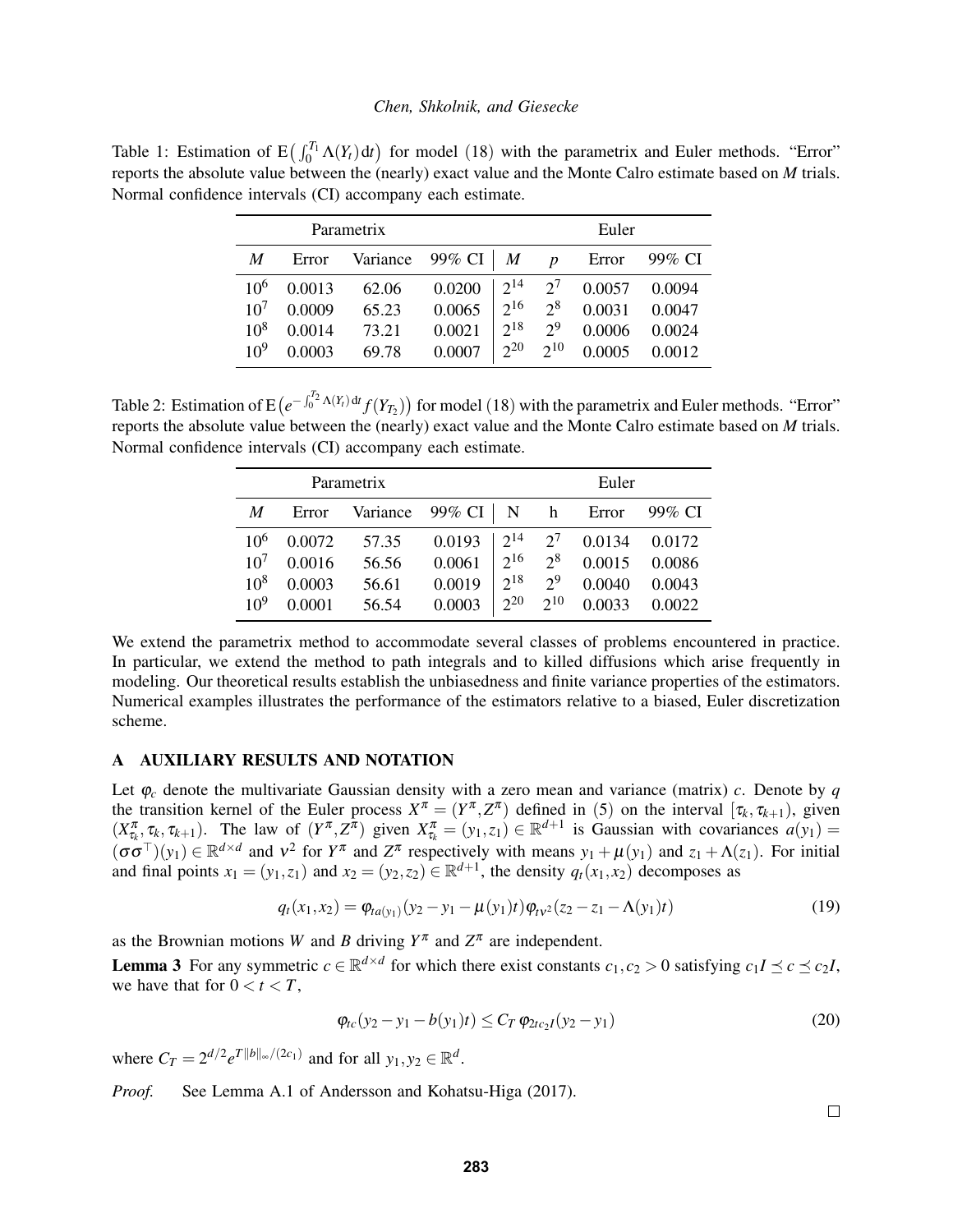Table 1: Estimation of $\mathrm{E}\left(\int_0^{T_1} \Lambda(Y_t)\,\mathrm{d}t\right)$ for model (18) with the parametrix and Euler methods. "Error" reports the absolute value between the (nearly) exact value and the Monte Calro estimate based on $M$ trials. Normal confidence intervals (CI) accompany each estimate.

| Parametrix | | | | Euler | | | |
|---|---|---|---|---|---|---|---|
| $M$ | Error | Variance | 99% CI | $M$ | $p$ | Error | 99% CI |
| $10^6$ | 0.0013 | 62.06 | 0.0200 | $2^{14}$ | $2^7$ | 0.0057 | 0.0094 |
| $10^7$ | 0.0009 | 65.23 | 0.0065 | $2^{16}$ | $2^8$ | 0.0031 | 0.0047 |
| $10^8$ | 0.0014 | 73.21 | 0.0021 | $2^{18}$ | $2^9$ | 0.0006 | 0.0024 |
| $10^9$ | 0.0003 | 69.78 | 0.0007 | $2^{20}$ | $2^{10}$ | 0.0005 | 0.0012 |

Table 2: Estimation of $\mathrm{E}\left(e^{-\int_0^{T_2} \Lambda(Y_t)\,\mathrm{d}t} f(Y_{T_2})\right)$ for model (18) with the parametrix and Euler methods. "Error" reports the absolute value between the (nearly) exact value and the Monte Calro estimate based on $M$ trials. Normal confidence intervals (CI) accompany each estimate.

| Parametrix | | | | Euler | | | |
|---|---|---|---|---|---|---|---|
| $M$ | Error | Variance | 99% CI | N | h | Error | 99% CI |
| $10^6$ | 0.0072 | 57.35 | 0.0193 | $2^{14}$ | $2^7$ | 0.0134 | 0.0172 |
| $10^7$ | 0.0016 | 56.56 | 0.0061 | $2^{16}$ | $2^8$ | 0.0015 | 0.0086 |
| $10^8$ | 0.0003 | 56.61 | 0.0019 | $2^{18}$ | $2^9$ | 0.0040 | 0.0043 |
| $10^9$ | 0.0001 | 56.54 | 0.0003 | $2^{20}$ | $2^{10}$ | 0.0033 | 0.0022 |

We extend the parametrix method to accommodate several classes of problems encountered in practice. In particular, we extend the method to path integrals and to killed diffusions which arise frequently in modeling. Our theoretical results establish the unbiasedness and finite variance properties of the estimators. Numerical examples illustrates the performance of the estimators relative to a biased, Euler discretization scheme.

## A AUXILIARY RESULTS AND NOTATION

Let $\varphi_c$ denote the multivariate Gaussian density with a zero mean and variance (matrix) $c$. Denote by $q$ the transition kernel of the Euler process $X^\pi = (Y^\pi, Z^\pi)$ defined in (5) on the interval $[\tau_k, \tau_{k+1})$, given $(X^\pi_{\tau_k}, \tau_k, \tau_{k+1})$. The law of $(Y^\pi, Z^\pi)$ given $X^\pi_{\tau_k} = (y_1, z_1) \in \mathbb{R}^{d+1}$ is Gaussian with covariances $a(y_1) = (\sigma\sigma^\top)(y_1) \in \mathbb{R}^{d\times d}$ and $\nu^2$ for $Y^\pi$ and $Z^\pi$ respectively with means $y_1 + \mu(y_1)$ and $z_1 + \Lambda(z_1)$. For initial and final points $x_1 = (y_1, z_1)$ and $x_2 = (y_2, z_2) \in \mathbb{R}^{d+1}$, the density $q_t(x_1, x_2)$ decomposes as

$$q_t(x_1,x_2) = \varphi_{ta(y_1)}(y_2 - y_1 - \mu(y_1)t)\varphi_{t\nu^2}(z_2 - z_1 - \Lambda(y_1)t) \tag{19}$$

as the Brownian motions $W$ and $B$ driving $Y^\pi$ and $Z^\pi$ are independent.

**Lemma 3** For any symmetric $c \in \mathbb{R}^{d\times d}$ for which there exist constants $c_1, c_2 > 0$ satisfying $c_1 I \preceq c \preceq c_2 I$, we have that for $0 < t < T$,

$$\varphi_{tc}(y_2 - y_1 - b(y_1)t) \leq C_T\, \varphi_{2tc_2 I}(y_2 - y_1) \tag{20}$$

where $C_T = 2^{d/2} e^{T\|b\|_\infty/(2c_1)}$ and for all $y_1, y_2 \in \mathbb{R}^d$.

*Proof.* See Lemma A.1 of Andersson and Kohatsu-Higa (2017). □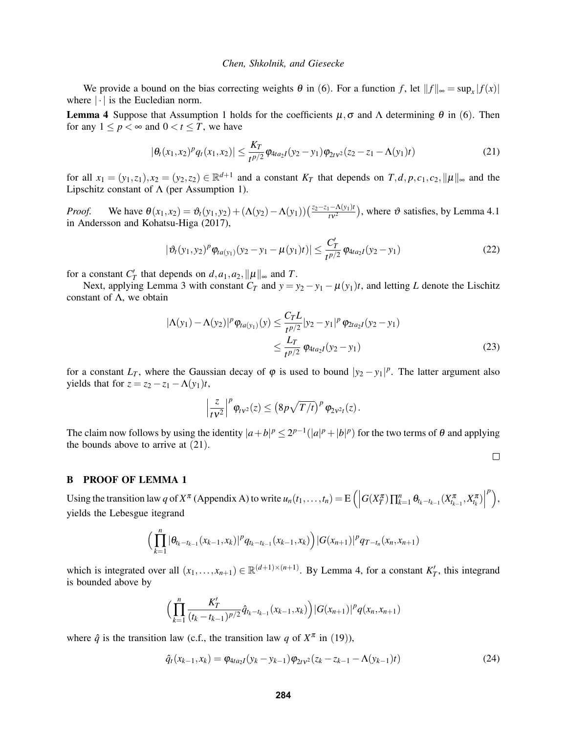We provide a bound on the bias correcting weights $\theta$ in (6). For a function $f$, let $\|f\|_\infty = \sup_x |f(x)|$ where $|\cdot|$ is the Eucledian norm.

**Lemma 4** Suppose that Assumption 1 holds for the coefficients $\mu, \sigma$ and $\Lambda$ determining $\theta$ in (6). Then for any $1 \le p < \infty$ and $0 < t \le T$, we have

$$|\theta_t(x_1,x_2)^p q_t(x_1,x_2)| \le \frac{K_T}{t^{p/2}} \varphi_{4ta_2I}(y_2-y_1)\varphi_{2t\nu^2}(z_2-z_1-\Lambda(y_1)t) \tag{21}$$

for all $x_1 = (y_1,z_1), x_2 = (y_2,z_2) \in \mathbb{R}^{d+1}$ and a constant $K_T$ that depends on $T, d, p, c_1, c_2, \|\mu\|_\infty$ and the Lipschitz constant of $\Lambda$ (per Assumption 1).

*Proof.* We have $\theta(x_1,x_2) = \vartheta_t(y_1,y_2) + (\Lambda(y_2)-\Lambda(y_1))\big(\frac{z_2-z_1-\Lambda(y_1)t}{t\nu^2}\big)$, where $\vartheta$ satisfies, by Lemma 4.1 in Andersson and Kohatsu-Higa (2017),

$$|\vartheta_t(y_1,y_2)^p \varphi_{ta(y_1)}(y_2-y_1-\mu(y_1)t)| \le \frac{C'_T}{t^{p/2}} \varphi_{4ta_2I}(y_2-y_1) \tag{22}$$

for a constant $C'_T$ that depends on $d, a_1, a_2, \|\mu\|_\infty$ and $T$.

Next, applying Lemma 3 with constant $C_T$ and $y = y_2 - y_1 - \mu(y_1)t$, and letting $L$ denote the Lischitz constant of $\Lambda$, we obtain

$$\begin{aligned}
|\Lambda(y_1)-\Lambda(y_2)|^p \varphi_{ta(y_1)}(y) &\le \frac{C_T L}{t^{p/2}} |y_2-y_1|^p \varphi_{2ta_2I}(y_2-y_1) \\
&\le \frac{L_T}{t^{p/2}} \varphi_{4ta_2I}(y_2-y_1)
\end{aligned} \tag{23}$$

for a constant $L_T$, where the Gaussian decay of $\varphi$ is used to bound $|y_2-y_1|^p$. The latter argument also yields that for $z = z_2 - z_1 - \Lambda(y_1)t$,

$$\left|\frac{z}{t\nu^2}\right|^p \varphi_{t\nu^2}(z) \le \big(8p\sqrt{T/t}\big)^p \varphi_{2\nu^2t}(z).$$

The claim now follows by using the identity $|a+b|^p \le 2^{p-1}(|a|^p + |b|^p)$ for the two terms of $\theta$ and applying the bounds above to arrive at (21). $\square$

## B PROOF OF LEMMA 1

Using the transition law $q$ of $X^\pi$ (Appendix A) to write $u_n(t_1,\ldots,t_n) = \mathrm{E}\Big(\Big|G(X_T^\pi)\prod_{k=1}^n \theta_{t_k-t_{k-1}}(X_{t_{k-1}}^\pi, X_{t_k}^\pi)\Big|^p\Big)$, yields the Lebesgue itegrand

$$\Big(\prod_{k=1}^n |\theta_{t_k-t_{k-1}}(x_{k-1},x_k)|^p q_{t_k-t_{k-1}}(x_{k-1},x_k)\Big)|G(x_{n+1})|^p q_{T-t_n}(x_n,x_{n+1})$$

which is integrated over all $(x_1,\ldots,x_{n+1}) \in \mathbb{R}^{(d+1)\times(n+1)}$. By Lemma 4, for a constant $K'_T$, this integrand is bounded above by

$$\Big(\prod_{k=1}^n \frac{K'_T}{(t_k-t_{k-1})^{p/2}} \hat{q}_{t_k-t_{k-1}}(x_{k-1},x_k)\Big)|G(x_{n+1})|^p q(x_n,x_{n+1})$$

where $\hat{q}$ is the transition law (c.f., the transition law $q$ of $X^\pi$ in (19)),

$$\hat{q}_t(x_{k-1},x_k) = \varphi_{4ta_2I}(y_k-y_{k-1})\varphi_{2t\nu^2}(z_k-z_{k-1}-\Lambda(y_{k-1})t) \tag{24}$$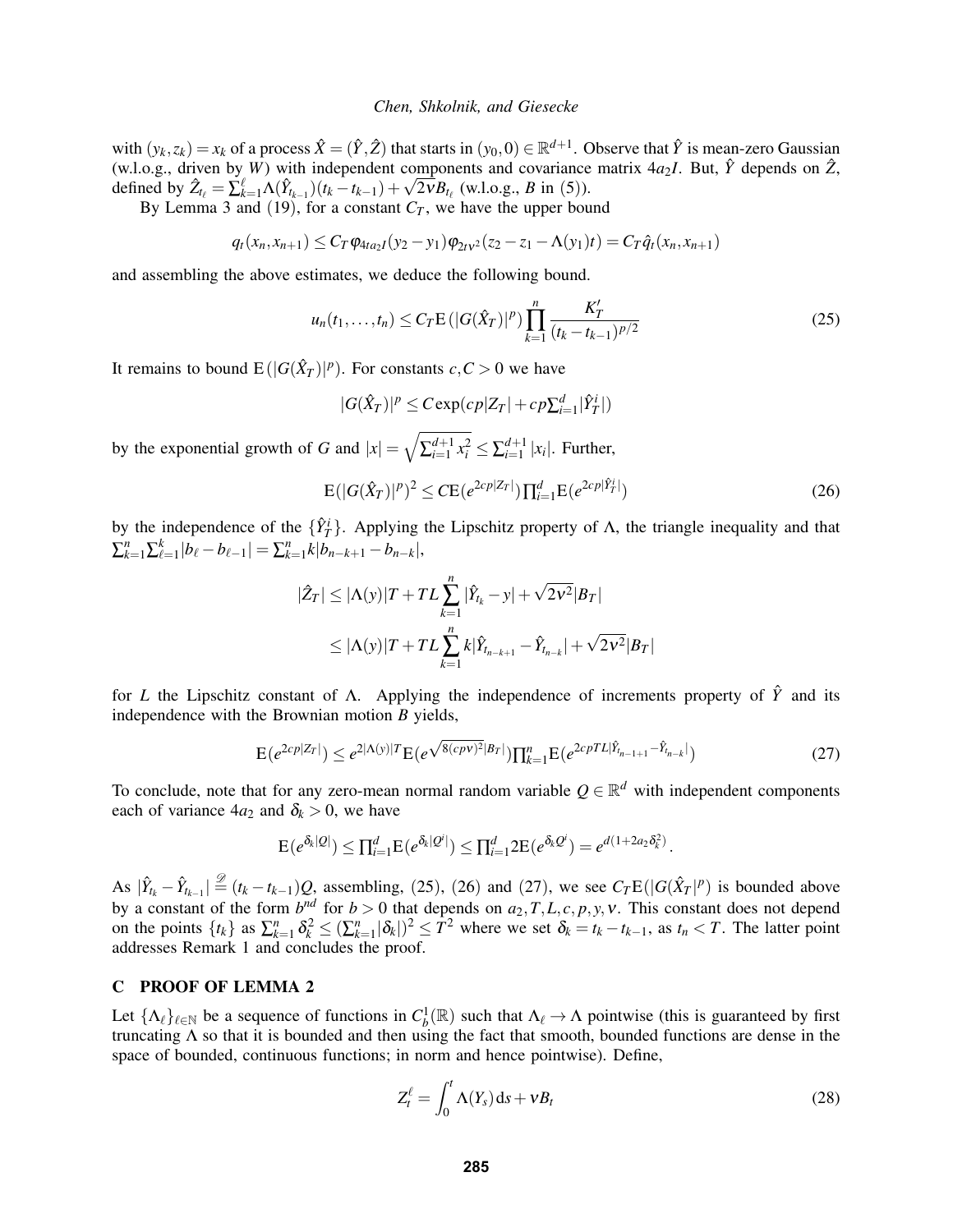with $(y_k, z_k) = x_k$ of a process $\hat{X} = (\hat{Y}, \hat{Z})$ that starts in $(y_0, 0) \in \mathbb{R}^{d+1}$. Observe that $\hat{Y}$ is mean-zero Gaussian (w.l.o.g., driven by $W$) with independent components and covariance matrix $4a_2 I$. But, $\hat{Y}$ depends on $\hat{Z}$, defined by $\hat{Z}_{t_\ell} = \sum_{k=1}^{\ell} \Lambda(\hat{Y}_{t_{k-1}})(t_k - t_{k-1}) + \sqrt{2\nu} B_{t_\ell}$ (w.l.o.g., $B$ in (5)).

By Lemma 3 and (19), for a constant $C_T$, we have the upper bound

$$q_t(x_n, x_{n+1}) \leq C_T \varphi_{4ta_2 I}(y_2 - y_1) \varphi_{2t\nu^2}(z_2 - z_1 - \Lambda(y_1)t) = C_T \hat{q}_t(x_n, x_{n+1})$$

and assembling the above estimates, we deduce the following bound.

$$u_n(t_1, \ldots, t_n) \leq C_T \mathrm{E}\left(|G(\hat{X}_T)|^p\right) \prod_{k=1}^{n} \frac{K_T'}{(t_k - t_{k-1})^{p/2}} \tag{25}$$

It remains to bound $\mathrm{E}\left(|G(\hat{X}_T)|^p\right)$. For constants $c, C > 0$ we have

$$|G(\hat{X}_T)|^p \leq C \exp(cp|Z_T| + cp\textstyle\sum_{i=1}^{d} |\hat{Y}_T^i|)$$

by the exponential growth of $G$ and $|x| = \sqrt{\sum_{i=1}^{d+1} x_i^2} \leq \sum_{i=1}^{d+1} |x_i|$. Further,

$$\mathrm{E}(|G(\hat{X}_T)|^p)^2 \leq C \mathrm{E}(e^{2cp|Z_T|}) \textstyle\prod_{i=1}^{d} \mathrm{E}(e^{2cp|\hat{Y}_T^i|}) \tag{26}$$

by the independence of the $\{\hat{Y}_T^i\}$. Applying the Lipschitz property of $\Lambda$, the triangle inequality and that $\sum_{k=1}^{n} \sum_{\ell=1}^{k} |b_\ell - b_{\ell-1}| = \sum_{k=1}^{n} k |b_{n-k+1} - b_{n-k}|$,

$$\begin{aligned}
|\hat{Z}_T| &\leq |\Lambda(y)| T + TL \sum_{k=1}^{n} |\hat{Y}_{t_k} - y| + \sqrt{2\nu^2} |B_T| \\
&\leq |\Lambda(y)| T + TL \sum_{k=1}^{n} k |\hat{Y}_{t_{n-k+1}} - \hat{Y}_{t_{n-k}}| + \sqrt{2\nu^2} |B_T|
\end{aligned}$$

for $L$ the Lipschitz constant of $\Lambda$. Applying the independence of increments property of $\hat{Y}$ and its independence with the Brownian motion $B$ yields,

$$\mathrm{E}(e^{2cp|Z_T|}) \leq e^{2|\Lambda(y)|T} \mathrm{E}(e^{\sqrt{8(cp\nu)^2}|B_T|}) \textstyle\prod_{k=1}^{n} \mathrm{E}(e^{2cpTL|\hat{Y}_{t_{n-1+1}} - \hat{Y}_{t_{n-k}}|}) \tag{27}$$

To conclude, note that for any zero-mean normal random variable $Q \in \mathbb{R}^d$ with independent components each of variance $4a_2$ and $\delta_k > 0$, we have

$$\mathrm{E}(e^{\delta_k |Q|}) \leq \textstyle\prod_{i=1}^{d} \mathrm{E}(e^{\delta_k |Q^i|}) \leq \prod_{i=1}^{d} 2\mathrm{E}(e^{\delta_k Q^i}) = e^{d(1 + 2a_2 \delta_k^2)}.$$

As $|\hat{Y}_{t_k} - \hat{Y}_{t_{k-1}}| \stackrel{\mathscr{D}}{=} (t_k - t_{k-1}) Q$, assembling, (25), (26) and (27), we see $C_T \mathrm{E}(|G(\hat{X}_T|^p)$ is bounded above by a constant of the form $b^{nd}$ for $b > 0$ that depends on $a_2, T, L, c, p, y, \nu$. This constant does not depend on the points $\{t_k\}$ as $\sum_{k=1}^{n} \delta_k^2 \leq (\sum_{k=1}^{n} |\delta_k|)^2 \leq T^2$ where we set $\delta_k = t_k - t_{k-1}$, as $t_n < T$. The latter point addresses Remark 1 and concludes the proof.

## C PROOF OF LEMMA 2

Let $\{\Lambda_\ell\}_{\ell \in \mathbb{N}}$ be a sequence of functions in $C_b^1(\mathbb{R})$ such that $\Lambda_\ell \to \Lambda$ pointwise (this is guaranteed by first truncating $\Lambda$ so that it is bounded and then using the fact that smooth, bounded functions are dense in the space of bounded, continuous functions; in norm and hence pointwise). Define,

$$Z_t^\ell = \int_0^t \Lambda(Y_s) \mathrm{d}s + \nu B_t \tag{28}$$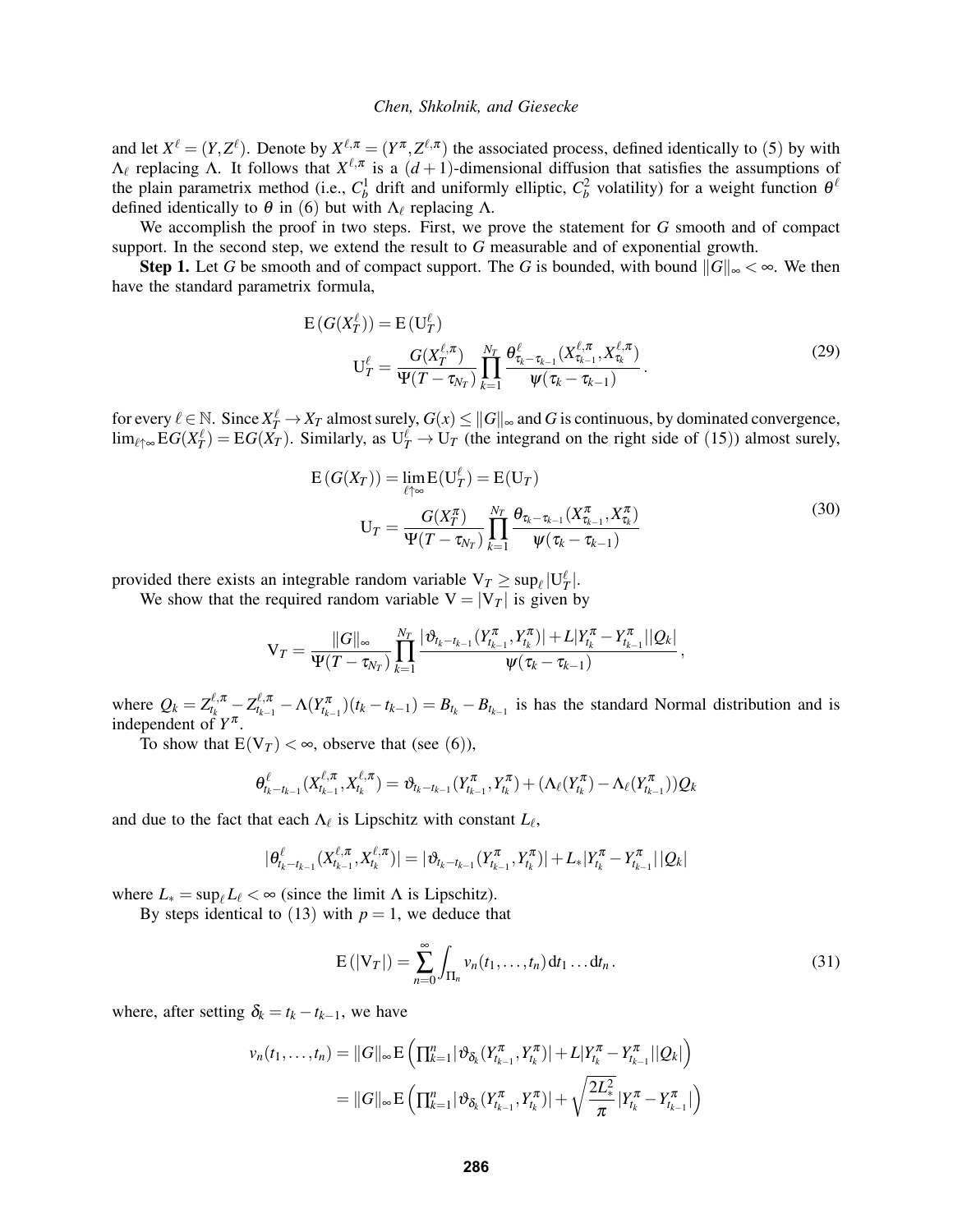and let $X^\ell = (Y, Z^\ell)$. Denote by $X^{\ell,\pi} = (Y^\pi, Z^{\ell,\pi})$ the associated process, defined identically to (5) by with $\Lambda_\ell$ replacing $\Lambda$. It follows that $X^{\ell,\pi}$ is a $(d+1)$-dimensional diffusion that satisfies the assumptions of the plain parametrix method (i.e., $C_b^1$ drift and uniformly elliptic, $C_b^2$ volatility) for a weight function $\theta^\ell$ defined identically to $\theta$ in (6) but with $\Lambda_\ell$ replacing $\Lambda$.

We accomplish the proof in two steps. First, we prove the statement for $G$ smooth and of compact support. In the second step, we extend the result to $G$ measurable and of exponential growth.

**Step 1.** Let $G$ be smooth and of compact support. The $G$ is bounded, with bound $\|G\|_\infty < \infty$. We then have the standard parametrix formula,

$$
\begin{aligned}
\mathrm{E}\left(G(X_T^\ell)\right) &= \mathrm{E}\left(\mathrm{U}_T^\ell\right) \\
\mathrm{U}_T^\ell &= \frac{G(X_T^{\ell,\pi})}{\Psi(T-\tau_{N_T})} \prod_{k=1}^{N_T} \frac{\theta^\ell_{\tau_k-\tau_{k-1}}(X^{\ell,\pi}_{\tau_{k-1}}, X^{\ell,\pi}_{\tau_k})}{\psi(\tau_k - \tau_{k-1})}.
\end{aligned} \tag{29}
$$

for every $\ell \in \mathbb{N}$. Since $X_T^\ell \to X_T$ almost surely, $G(x) \leq \|G\|_\infty$ and $G$ is continuous, by dominated convergence, $\lim_{\ell\uparrow\infty} \mathrm{E}G(X_T^\ell) = \mathrm{E}G(X_T)$. Similarly, as $\mathrm{U}_T^\ell \to \mathrm{U}_T$ (the integrand on the right side of (15)) almost surely,

$$
\begin{aligned}
\mathrm{E}\left(G(X_T)\right) &= \lim_{\ell\uparrow\infty} \mathrm{E}(\mathrm{U}_T^\ell) = \mathrm{E}(\mathrm{U}_T) \\
\mathrm{U}_T &= \frac{G(X_T^\pi)}{\Psi(T-\tau_{N_T})} \prod_{k=1}^{N_T} \frac{\theta_{\tau_k-\tau_{k-1}}(X^\pi_{\tau_{k-1}}, X^\pi_{\tau_k})}{\psi(\tau_k - \tau_{k-1})}
\end{aligned} \tag{30}
$$

provided there exists an integrable random variable $\mathrm{V}_T \geq \sup_\ell |\mathrm{U}_T^\ell|$.

We show that the required random variable $\mathrm{V} = |\mathrm{V}_T|$ is given by

$$
\mathrm{V}_T = \frac{\|G\|_\infty}{\Psi(T-\tau_{N_T})} \prod_{k=1}^{N_T} \frac{|\vartheta_{t_k-t_{k-1}}(Y^\pi_{t_{k-1}}, Y^\pi_{t_k})| + L|Y^\pi_{t_k} - Y^\pi_{t_{k-1}}||Q_k|}{\psi(\tau_k - \tau_{k-1})},
$$

where $Q_k = Z^{\ell,\pi}_{t_k} - Z^{\ell,\pi}_{t_{k-1}} - \Lambda(Y^\pi_{t_{k-1}})(t_k - t_{k-1}) = B_{t_k} - B_{t_{k-1}}$ is has the standard Normal distribution and is independent of $Y^\pi$.

To show that $\mathrm{E}(\mathrm{V}_T) < \infty$, observe that (see (6)),

$$
\theta^\ell_{t_k-t_{k-1}}(X^{\ell,\pi}_{t_{k-1}}, X^{\ell,\pi}_{t_k}) = \vartheta_{t_k-t_{k-1}}(Y^\pi_{t_{k-1}}, Y^\pi_{t_k}) + (\Lambda_\ell(Y^\pi_{t_k}) - \Lambda_\ell(Y^\pi_{t_{k-1}}))Q_k
$$

and due to the fact that each $\Lambda_\ell$ is Lipschitz with constant $L_\ell$,

$$
|\theta^\ell_{t_k-t_{k-1}}(X^{\ell,\pi}_{t_{k-1}}, X^{\ell,\pi}_{t_k})| = |\vartheta_{t_k-t_{k-1}}(Y^\pi_{t_{k-1}}, Y^\pi_{t_k})| + L_*|Y^\pi_{t_k} - Y^\pi_{t_{k-1}}||Q_k|
$$

where $L_* = \sup_\ell L_\ell < \infty$ (since the limit $\Lambda$ is Lipschitz).

By steps identical to (13) with $p = 1$, we deduce that

$$
\mathrm{E}\left(|\mathrm{V}_T|\right) = \sum_{n=0}^{\infty} \int_{\Pi_n} v_n(t_1, \ldots, t_n)\, \mathrm{d}t_1 \ldots \mathrm{d}t_n. \tag{31}
$$

where, after setting $\delta_k = t_k - t_{k-1}$, we have

$$
\begin{aligned}
v_n(t_1, \ldots, t_n) &= \|G\|_\infty \mathrm{E}\left(\textstyle\prod_{k=1}^n |\vartheta_{\delta_k}(Y^\pi_{t_{k-1}}, Y^\pi_{t_k})| + L|Y^\pi_{t_k} - Y^\pi_{t_{k-1}}||Q_k|\right) \\
&= \|G\|_\infty \mathrm{E}\left(\textstyle\prod_{k=1}^n |\vartheta_{\delta_k}(Y^\pi_{t_{k-1}}, Y^\pi_{t_k})| + \sqrt{\frac{2L_*^2}{\pi}}|Y^\pi_{t_k} - Y^\pi_{t_{k-1}}|\right)
\end{aligned}
$$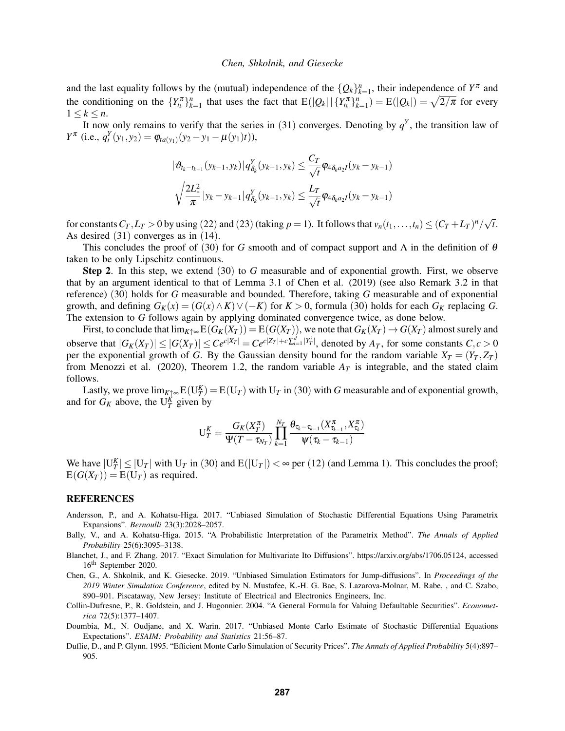and the last equality follows by the (mutual) independence of the $\{Q_k\}_{k=1}^n$, their independence of $Y^\pi$ and the conditioning on the $\{Y_{t_k}^\pi\}_{k=1}^n$ that uses the fact that $\mathrm{E}(|Q_k| \,|\, \{Y_{t_k}^\pi\}_{k=1}^n) = \mathrm{E}(|Q_k|) = \sqrt{2/\pi}$ for every $1 \leq k \leq n$.

It now only remains to verify that the series in (31) converges. Denoting by $q^Y$, the transition law of $Y^\pi$ (i.e., $q_t^Y(y_1, y_2) = \varphi_{ta(y_1)}(y_2 - y_1 - \mu(y_1)t)$),

$$
\begin{aligned}
|\vartheta_{t_k - t_{k-1}}(y_{k-1}, y_k)| q_{\delta_k}^Y(y_{k-1}, y_k) &\leq \frac{C_T}{\sqrt{t}} \varphi_{4\delta_k a_2 I}(y_k - y_{k-1}) \\
\sqrt{\frac{2L_*^2}{\pi}} |y_k - y_{k-1}| q_{\delta_k}^Y(y_{k-1}, y_k) &\leq \frac{L_T}{\sqrt{t}} \varphi_{4\delta_k a_2 I}(y_k - y_{k-1})
\end{aligned}
$$

for constants $C_T, L_T > 0$ by using (22) and (23) (taking $p = 1$). It follows that $v_n(t_1, \ldots, t_n) \leq (C_T + L_T)^n / \sqrt{t}$. As desired (31) converges as in (14).

This concludes the proof of (30) for $G$ smooth and of compact support and $\Lambda$ in the definition of $\theta$ taken to be only Lipschitz continuous.

**Step 2**. In this step, we extend (30) to $G$ measurable and of exponential growth. First, we observe that by an argument identical to that of Lemma 3.1 of Chen et al. (2019) (see also Remark 3.2 in that reference) (30) holds for $G$ measurable and bounded. Therefore, taking $G$ measurable and of exponential growth, and defining $G_K(x) = (G(x) \wedge K) \vee (-K)$ for $K > 0$, formula (30) holds for each $G_K$ replacing $G$. The extension to $G$ follows again by applying dominated convergence twice, as done below.

First, to conclude that $\lim_{K \uparrow \infty} \mathrm{E}(G_K(X_T)) = \mathrm{E}(G(X_T))$, we note that $G_K(X_T) \to G(X_T)$ almost surely and observe that $|G_K(X_T)| \leq |G(X_T)| \leq Ce^{c|X_T|} = Ce^{c|Z_T| + c\sum_{i=1}^d |Y_T^i|}$, denoted by $A_T$, for some constants $C, c > 0$ per the exponential growth of $G$. By the Gaussian density bound for the random variable $X_T = (Y_T, Z_T)$ from Menozzi et al. (2020), Theorem 1.2, the random variable $A_T$ is integrable, and the stated claim follows.

Lastly, we prove $\lim_{K \uparrow \infty} \mathrm{E}(\mathrm{U}_T^K) = \mathrm{E}(\mathrm{U}_T)$ with $\mathrm{U}_T$ in (30) with $G$ measurable and of exponential growth, and for $G_K$ above, the $\mathrm{U}_T^K$ given by

$$
\mathrm{U}_T^K = \frac{G_K(X_T^\pi)}{\Psi(T - \tau_{N_T})} \prod_{k=1}^{N_T} \frac{\theta_{\tau_k - \tau_{k-1}}(X_{\tau_{k-1}}^\pi, X_{\tau_k}^\pi)}{\psi(\tau_k - \tau_{k-1})}
$$

We have $|\mathrm{U}_T^K| \leq |\mathrm{U}_T|$ with $\mathrm{U}_T$ in (30) and $\mathrm{E}(|\mathrm{U}_T|) < \infty$ per (12) (and Lemma 1). This concludes the proof; $\mathrm{E}(G(X_T)) = \mathrm{E}(\mathrm{U}_T)$ as required.

## REFERENCES

Andersson, P., and A. Kohatsu-Higa. 2017. "Unbiased Simulation of Stochastic Differential Equations Using Parametrix Expansions". *Bernoulli* 23(3):2028–2057.

Bally, V., and A. Kohatsu-Higa. 2015. "A Probabilistic Interpretation of the Parametrix Method". *The Annals of Applied Probability* 25(6):3095–3138.

Blanchet, J., and F. Zhang. 2017. "Exact Simulation for Multivariate Ito Diffusions". https://arxiv.org/abs/1706.05124, accessed 16th September 2020.

Chen, G., A. Shkolnik, and K. Giesecke. 2019. "Unbiased Simulation Estimators for Jump-diffusions". In *Proceedings of the 2019 Winter Simulation Conference*, edited by N. Mustafee, K.-H. G. Bae, S. Lazarova-Molnar, M. Rabe, , and C. Szabo, 890–901. Piscataway, New Jersey: Institute of Electrical and Electronics Engineers, Inc.

Collin-Dufresne, P., R. Goldstein, and J. Hugonnier. 2004. "A General Formula for Valuing Defaultable Securities". *Econometrica* 72(5):1377–1407.

Doumbia, M., N. Oudjane, and X. Warin. 2017. "Unbiased Monte Carlo Estimate of Stochastic Differential Equations Expectations". *ESAIM: Probability and Statistics* 21:56–87.

Duffie, D., and P. Glynn. 1995. "Efficient Monte Carlo Simulation of Security Prices". *The Annals of Applied Probability* 5(4):897–905.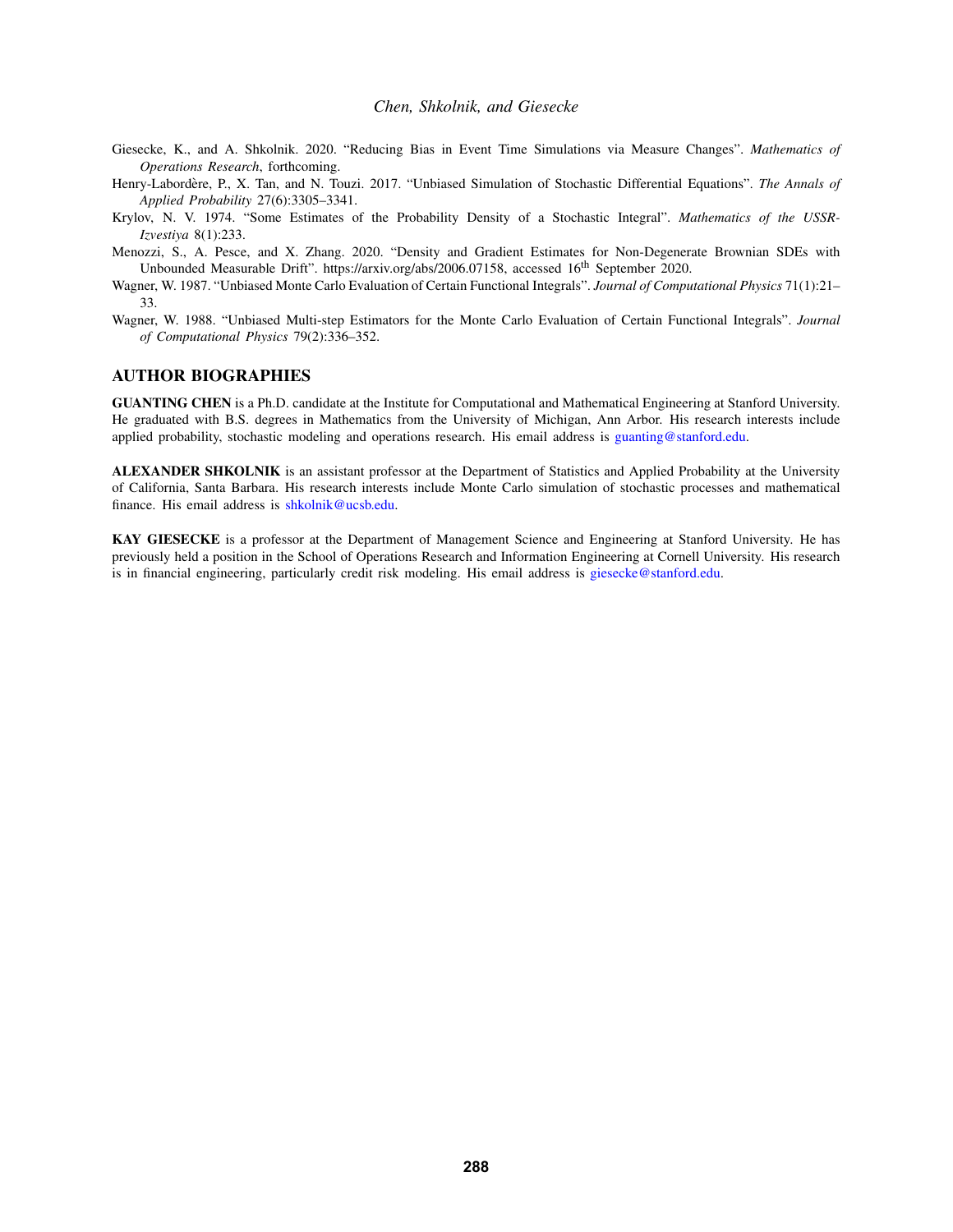Giesecke, K., and A. Shkolnik. 2020. "Reducing Bias in Event Time Simulations via Measure Changes". *Mathematics of Operations Research*, forthcoming.

Henry-Labordère, P., X. Tan, and N. Touzi. 2017. "Unbiased Simulation of Stochastic Differential Equations". *The Annals of Applied Probability* 27(6):3305–3341.

Krylov, N. V. 1974. "Some Estimates of the Probability Density of a Stochastic Integral". *Mathematics of the USSR-Izvestiya* 8(1):233.

Menozzi, S., A. Pesce, and X. Zhang. 2020. "Density and Gradient Estimates for Non-Degenerate Brownian SDEs with Unbounded Measurable Drift". https://arxiv.org/abs/2006.07158, accessed 16th September 2020.

Wagner, W. 1987. "Unbiased Monte Carlo Evaluation of Certain Functional Integrals". *Journal of Computational Physics* 71(1):21–33.

Wagner, W. 1988. "Unbiased Multi-step Estimators for the Monte Carlo Evaluation of Certain Functional Integrals". *Journal of Computational Physics* 79(2):336–352.

## AUTHOR BIOGRAPHIES

**GUANTING CHEN** is a Ph.D. candidate at the Institute for Computational and Mathematical Engineering at Stanford University. He graduated with B.S. degrees in Mathematics from the University of Michigan, Ann Arbor. His research interests include applied probability, stochastic modeling and operations research. His email address is guanting@stanford.edu.

**ALEXANDER SHKOLNIK** is an assistant professor at the Department of Statistics and Applied Probability at the University of California, Santa Barbara. His research interests include Monte Carlo simulation of stochastic processes and mathematical finance. His email address is shkolnik@ucsb.edu.

**KAY GIESECKE** is a professor at the Department of Management Science and Engineering at Stanford University. He has previously held a position in the School of Operations Research and Information Engineering at Cornell University. His research is in financial engineering, particularly credit risk modeling. His email address is giesecke@stanford.edu.